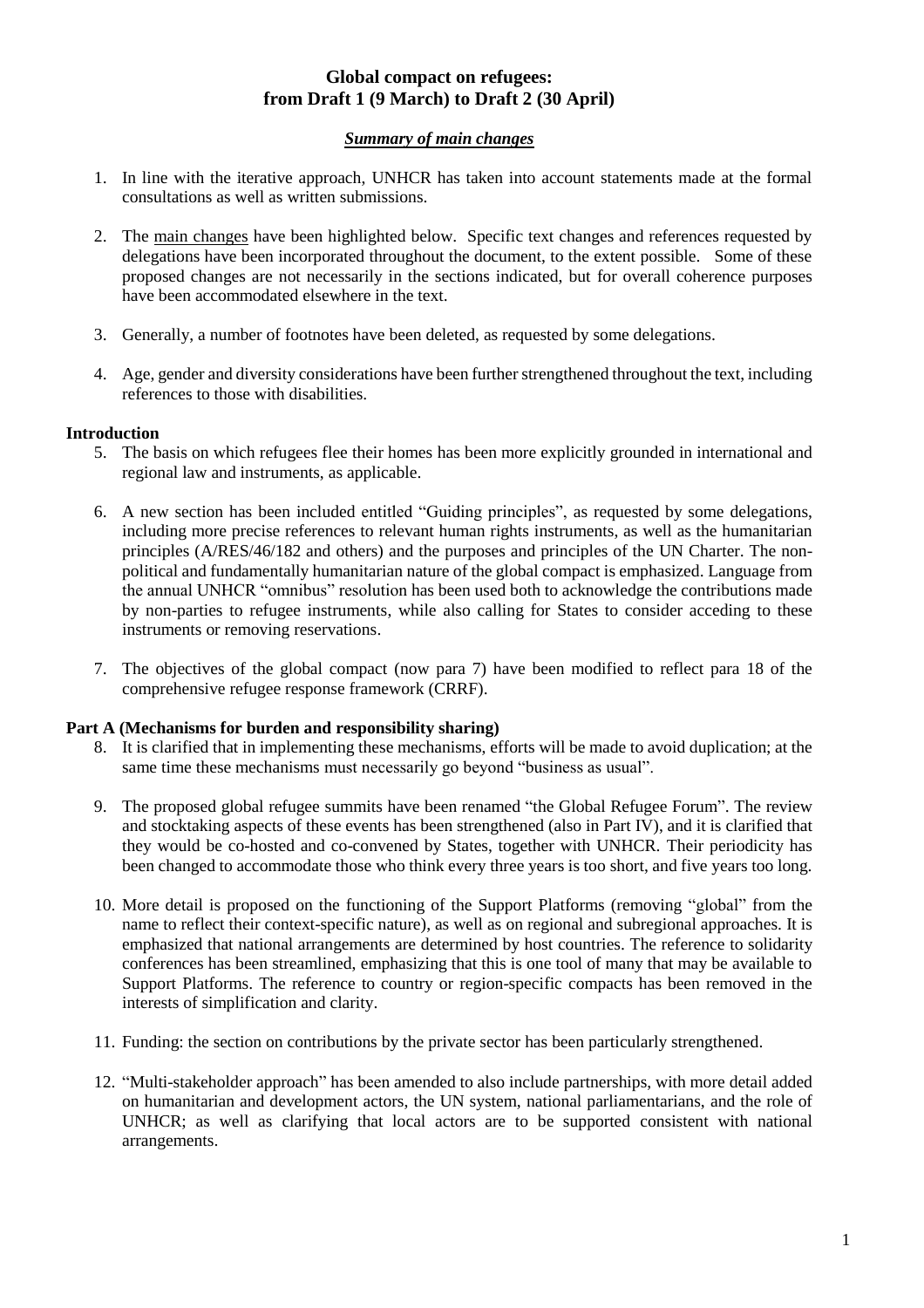**Global compact on refugees:**
**from Draft 1 (9 March) to Draft 2 (30 April)**

***Summary of main changes***

1. In line with the iterative approach, UNHCR has taken into account statements made at the formal consultations as well as written submissions.

2. The main changes have been highlighted below. Specific text changes and references requested by delegations have been incorporated throughout the document, to the extent possible. Some of these proposed changes are not necessarily in the sections indicated, but for overall coherence purposes have been accommodated elsewhere in the text.

3. Generally, a number of footnotes have been deleted, as requested by some delegations.

4. Age, gender and diversity considerations have been further strengthened throughout the text, including references to those with disabilities.

**Introduction**

5. The basis on which refugees flee their homes has been more explicitly grounded in international and regional law and instruments, as applicable.

6. A new section has been included entitled "Guiding principles", as requested by some delegations, including more precise references to relevant human rights instruments, as well as the humanitarian principles (A/RES/46/182 and others) and the purposes and principles of the UN Charter. The non-political and fundamentally humanitarian nature of the global compact is emphasized. Language from the annual UNHCR "omnibus" resolution has been used both to acknowledge the contributions made by non-parties to refugee instruments, while also calling for States to consider acceding to these instruments or removing reservations.

7. The objectives of the global compact (now para 7) have been modified to reflect para 18 of the comprehensive refugee response framework (CRRF).

**Part A (Mechanisms for burden and responsibility sharing)**

8. It is clarified that in implementing these mechanisms, efforts will be made to avoid duplication; at the same time these mechanisms must necessarily go beyond "business as usual".

9. The proposed global refugee summits have been renamed "the Global Refugee Forum". The review and stocktaking aspects of these events has been strengthened (also in Part IV), and it is clarified that they would be co-hosted and co-convened by States, together with UNHCR. Their periodicity has been changed to accommodate those who think every three years is too short, and five years too long.

10. More detail is proposed on the functioning of the Support Platforms (removing "global" from the name to reflect their context-specific nature), as well as on regional and subregional approaches. It is emphasized that national arrangements are determined by host countries. The reference to solidarity conferences has been streamlined, emphasizing that this is one tool of many that may be available to Support Platforms. The reference to country or region-specific compacts has been removed in the interests of simplification and clarity.

11. Funding: the section on contributions by the private sector has been particularly strengthened.

12. "Multi-stakeholder approach" has been amended to also include partnerships, with more detail added on humanitarian and development actors, the UN system, national parliamentarians, and the role of UNHCR; as well as clarifying that local actors are to be supported consistent with national arrangements.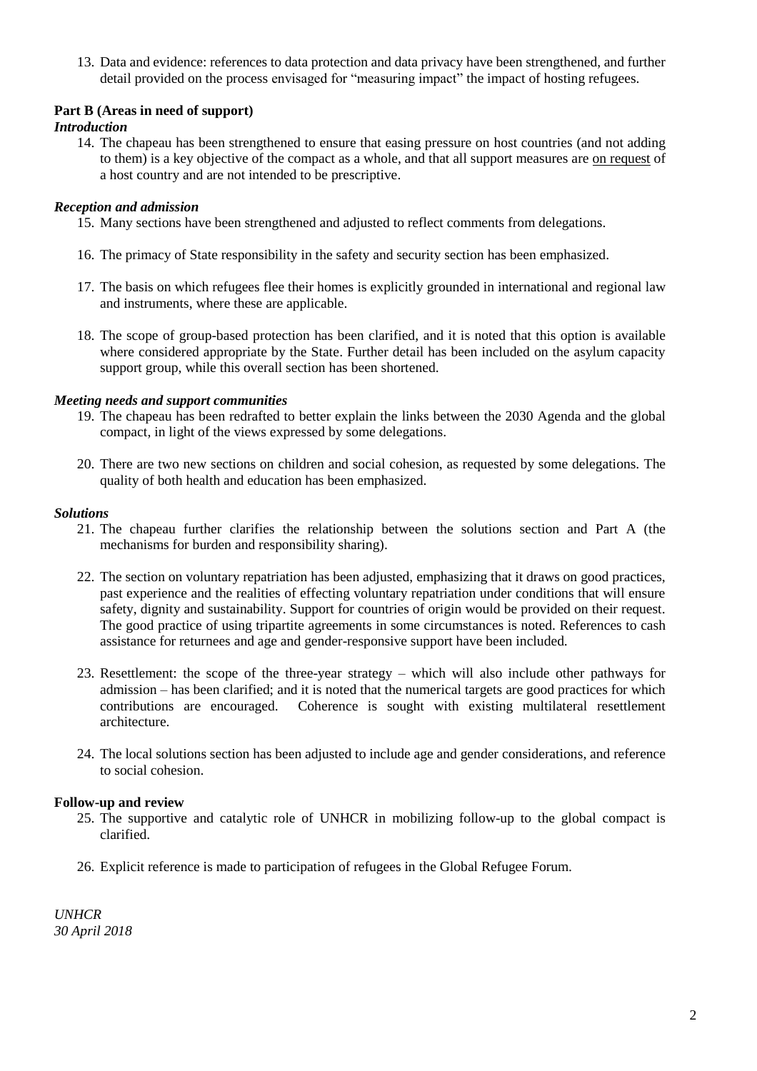13. Data and evidence: references to data protection and data privacy have been strengthened, and further detail provided on the process envisaged for "measuring impact" the impact of hosting refugees.

**Part B (Areas in need of support)**

***Introduction***

14. The chapeau has been strengthened to ensure that easing pressure on host countries (and not adding to them) is a key objective of the compact as a whole, and that all support measures are <u>on request</u> of a host country and are not intended to be prescriptive.

***Reception and admission***

15. Many sections have been strengthened and adjusted to reflect comments from delegations.

16. The primacy of State responsibility in the safety and security section has been emphasized.

17. The basis on which refugees flee their homes is explicitly grounded in international and regional law and instruments, where these are applicable.

18. The scope of group-based protection has been clarified, and it is noted that this option is available where considered appropriate by the State. Further detail has been included on the asylum capacity support group, while this overall section has been shortened.

***Meeting needs and support communities***

19. The chapeau has been redrafted to better explain the links between the 2030 Agenda and the global compact, in light of the views expressed by some delegations.

20. There are two new sections on children and social cohesion, as requested by some delegations. The quality of both health and education has been emphasized.

***Solutions***

21. The chapeau further clarifies the relationship between the solutions section and Part A (the mechanisms for burden and responsibility sharing).

22. The section on voluntary repatriation has been adjusted, emphasizing that it draws on good practices, past experience and the realities of effecting voluntary repatriation under conditions that will ensure safety, dignity and sustainability. Support for countries of origin would be provided on their request. The good practice of using tripartite agreements in some circumstances is noted. References to cash assistance for returnees and age and gender-responsive support have been included.

23. Resettlement: the scope of the three-year strategy – which will also include other pathways for admission – has been clarified; and it is noted that the numerical targets are good practices for which contributions are encouraged. Coherence is sought with existing multilateral resettlement architecture.

24. The local solutions section has been adjusted to include age and gender considerations, and reference to social cohesion.

**Follow-up and review**

25. The supportive and catalytic role of UNHCR in mobilizing follow-up to the global compact is clarified.

26. Explicit reference is made to participation of refugees in the Global Refugee Forum.

*UNHCR*
*30 April 2018*